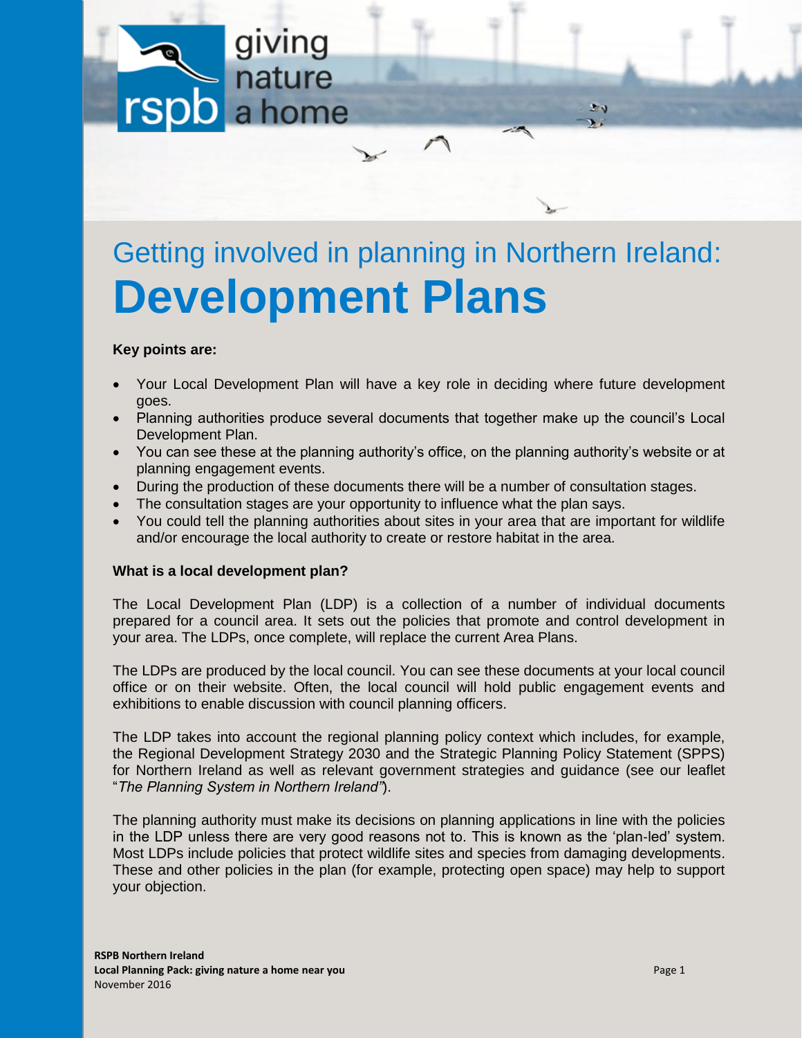# Getting involved in planning in Northern Ireland: Development Plans

**Key points are:**

- Your Local Development Plan will have a key role in deciding where future development goes.
- Planning authorities produce several documents that together make up the council's Local Development Plan.
- You can see these at the planning authority's office, on the planning authority's website or at planning engagement events.
- During the production of these documents there will be a number of consultation stages.
- The consultation stages are your opportunity to influence what the plan says.
- You could tell the planning authorities about sites in your area that are important for wildlife and/or encourage the local authority to create or restore habitat in the area.

**What is a local development plan?**

The Local Development Plan (LDP) is a collection of a number of individual documents prepared for a council area. It sets out the policies that promote and control development in your area. The LDPs, once complete, will replace the current Area Plans.

The LDPs are produced by the local council. You can see these documents at your local council office or on their website. Often, the local council will hold public engagement events and exhibitions to enable discussion with council planning officers.

The LDP takes into account the regional planning policy context which includes, for example, the Regional Development Strategy 2030 and the Strategic Planning Policy Statement (SPPS) for Northern Ireland as well as relevant government strategies and guidance (see our leaflet "*The Planning System in Northern Ireland"*).

The planning authority must make its decisions on planning applications in line with the policies in the LDP unless there are very good reasons not to. This is known as the 'plan-led' system. Most LDPs include policies that protect wildlife sites and species from damaging developments. These and other policies in the plan (for example, protecting open space) may help to support your objection.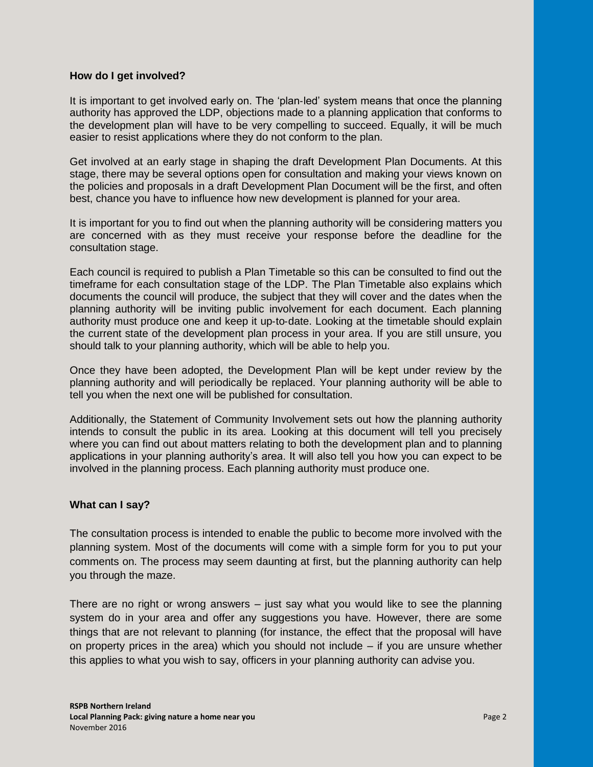### How do I get involved?

It is important to get involved early on. The 'plan-led' system means that once the planning authority has approved the LDP, objections made to a planning application that conforms to the development plan will have to be very compelling to succeed. Equally, it will be much easier to resist applications where they do not conform to the plan.

Get involved at an early stage in shaping the draft Development Plan Documents. At this stage, there may be several options open for consultation and making your views known on the policies and proposals in a draft Development Plan Document will be the first, and often best, chance you have to influence how new development is planned for your area.

It is important for you to find out when the planning authority will be considering matters you are concerned with as they must receive your response before the deadline for the consultation stage.

Each council is required to publish a Plan Timetable so this can be consulted to find out the timeframe for each consultation stage of the LDP. The Plan Timetable also explains which documents the council will produce, the subject that they will cover and the dates when the planning authority will be inviting public involvement for each document. Each planning authority must produce one and keep it up-to-date. Looking at the timetable should explain the current state of the development plan process in your area. If you are still unsure, you should talk to your planning authority, which will be able to help you.

Once they have been adopted, the Development Plan will be kept under review by the planning authority and will periodically be replaced. Your planning authority will be able to tell you when the next one will be published for consultation.

Additionally, the Statement of Community Involvement sets out how the planning authority intends to consult the public in its area. Looking at this document will tell you precisely where you can find out about matters relating to both the development plan and to planning applications in your planning authority's area. It will also tell you how you can expect to be involved in the planning process. Each planning authority must produce one.

### What can I say?

The consultation process is intended to enable the public to become more involved with the planning system. Most of the documents will come with a simple form for you to put your comments on. The process may seem daunting at first, but the planning authority can help you through the maze.

There are no right or wrong answers – just say what you would like to see the planning system do in your area and offer any suggestions you have. However, there are some things that are not relevant to planning (for instance, the effect that the proposal will have on property prices in the area) which you should not include – if you are unsure whether this applies to what you wish to say, officers in your planning authority can advise you.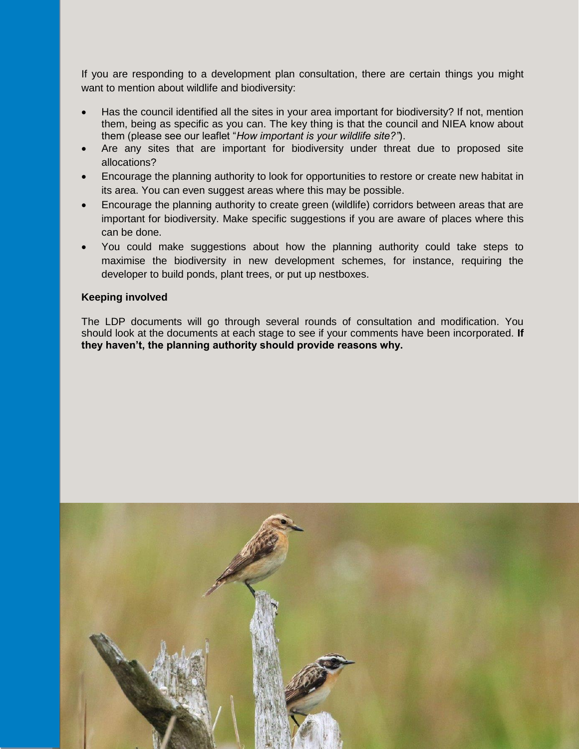If you are responding to a development plan consultation, there are certain things you might want to mention about wildlife and biodiversity:

- Has the council identified all the sites in your area important for biodiversity? If not, mention them, being as specific as you can. The key thing is that the council and NIEA know about them (please see our leaflet "*How important is your wildlife site?"*).
- Are any sites that are important for biodiversity under threat due to proposed site allocations?
- Encourage the planning authority to look for opportunities to restore or create new habitat in its area. You can even suggest areas where this may be possible.
- Encourage the planning authority to create green (wildlife) corridors between areas that are important for biodiversity. Make specific suggestions if you are aware of places where this can be done.
- You could make suggestions about how the planning authority could take steps to maximise the biodiversity in new development schemes, for instance, requiring the developer to build ponds, plant trees, or put up nestboxes.

**Keeping involved**

The LDP documents will go through several rounds of consultation and modification. You should look at the documents at each stage to see if your comments have been incorporated. **If they haven't, the planning authority should provide reasons why.**